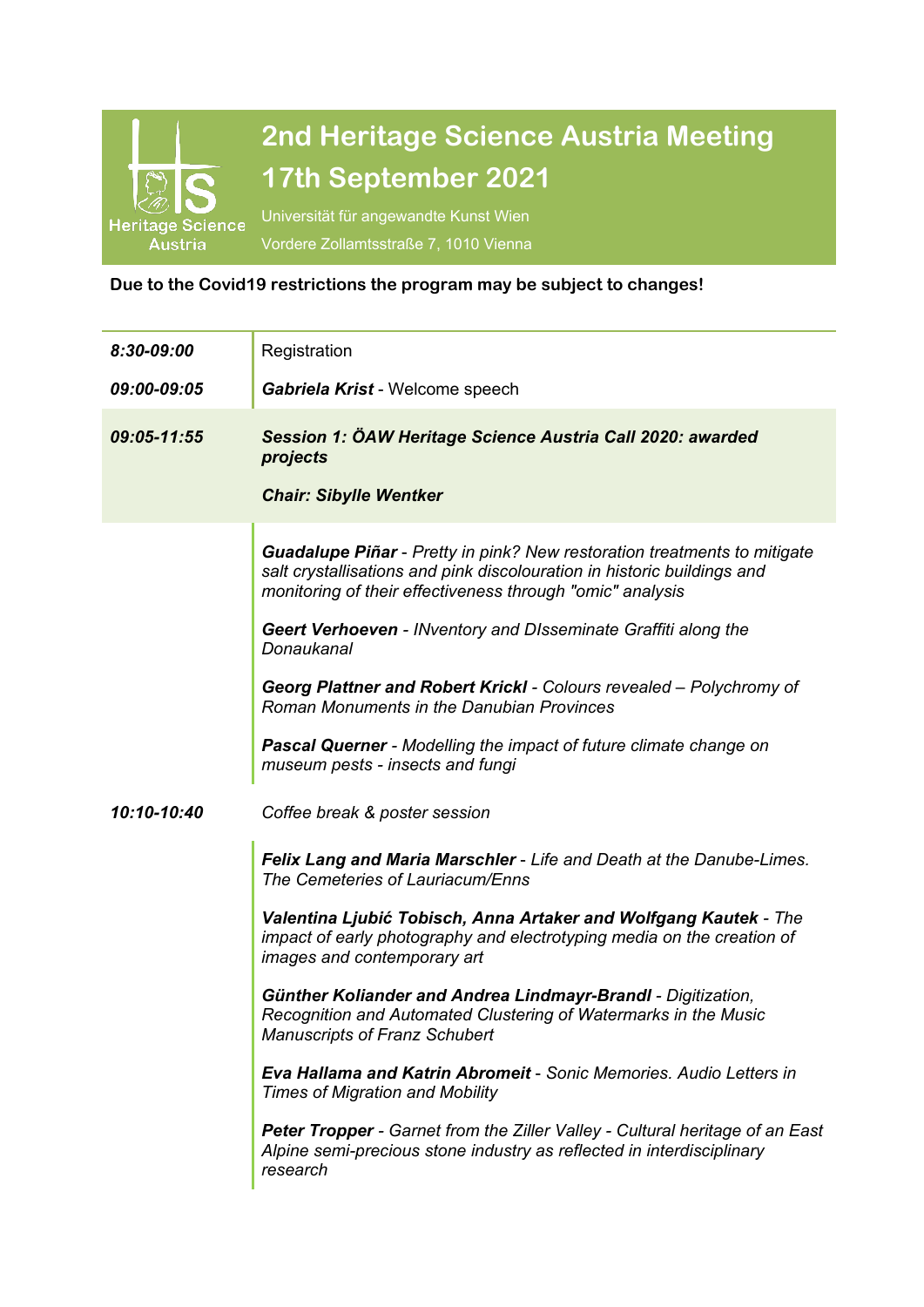# 2nd Heritage Science Austria Meeting

# 17th September 2021

Universität für angewandte Kunst Wien

Vordere Zollamtsstraße 7, 1010 Vienna

Heritage Science Austria

**Due to the Covid19 restrictions the program may be subject to changes!**

| | |
|---|---|
| ***8:30-09:00*** | Registration |
| ***09:00-09:05*** | ***Gabriela Krist*** - Welcome speech |
| ***09:05-11:55*** | ***Session 1: ÖAW Heritage Science Austria Call 2020: awarded projects***<br><br>***Chair: Sibylle Wentker*** |
| | ***Guadalupe Piñar*** - *Pretty in pink? New restoration treatments to mitigate salt crystallisations and pink discolouration in historic buildings and monitoring of their effectiveness through "omic" analysis*<br><br>***Geert Verhoeven*** - *INventory and DIsseminate Graffiti along the Donaukanal*<br><br>***Georg Plattner and Robert Krickl*** - *Colours revealed – Polychromy of Roman Monuments in the Danubian Provinces*<br><br>***Pascal Querner*** - *Modelling the impact of future climate change on museum pests - insects and fungi* |
| ***10:10-10:40*** | *Coffee break & poster session* |
| | ***Felix Lang and Maria Marschler*** - *Life and Death at the Danube-Limes. The Cemeteries of Lauriacum/Enns*<br><br>***Valentina Ljubić Tobisch, Anna Artaker and Wolfgang Kautek*** - *The impact of early photography and electrotyping media on the creation of images and contemporary art*<br><br>***Günther Koliander and Andrea Lindmayr-Brandl*** - *Digitization, Recognition and Automated Clustering of Watermarks in the Music Manuscripts of Franz Schubert*<br><br>***Eva Hallama and Katrin Abromeit*** - *Sonic Memories. Audio Letters in Times of Migration and Mobility*<br><br>***Peter Tropper*** - *Garnet from the Ziller Valley - Cultural heritage of an East Alpine semi-precious stone industry as reflected in interdisciplinary research* |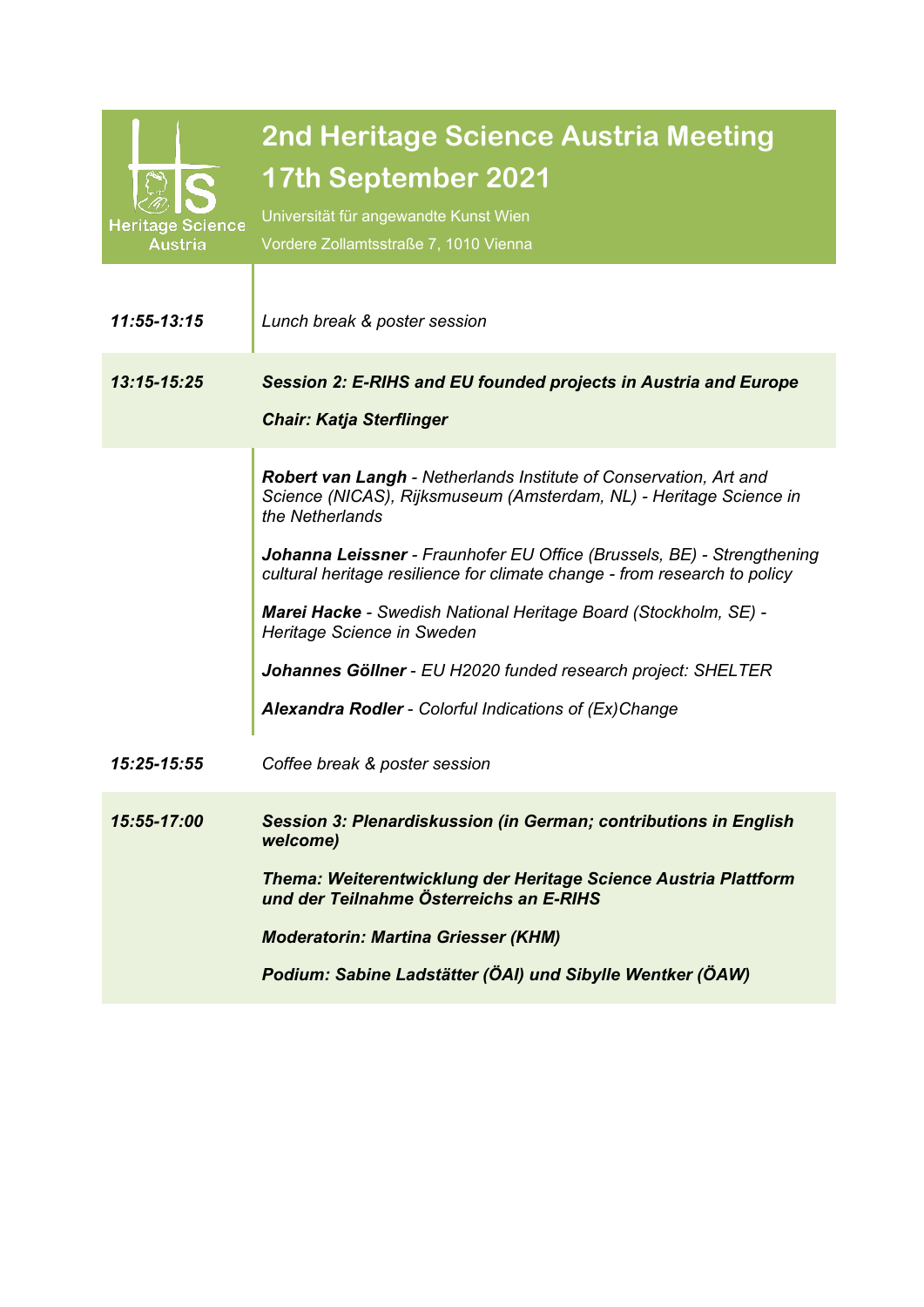Heritage Science Austria

# 2nd Heritage Science Austria Meeting
# 17th September 2021

Universität für angewandte Kunst Wien

Vordere Zollamtsstraße 7, 1010 Vienna

| | |
|---|---|
| ***11:55-13:15*** | *Lunch break & poster session* |
| ***13:15-15:25*** | ***Session 2: E-RIHS and EU founded projects in Austria and Europe*** <br> ***Chair: Katja Sterflinger*** |
| | ***Robert van Langh*** *- Netherlands Institute of Conservation, Art and Science (NICAS), Rijksmuseum (Amsterdam, NL) - Heritage Science in the Netherlands* <br> ***Johanna Leissner*** *- Fraunhofer EU Office (Brussels, BE) - Strengthening cultural heritage resilience for climate change - from research to policy* <br> ***Marei Hacke*** *- Swedish National Heritage Board (Stockholm, SE) - Heritage Science in Sweden* <br> ***Johannes Göllner*** *- EU H2020 funded research project: SHELTER* <br> ***Alexandra Rodler*** *- Colorful Indications of (Ex)Change* |
| ***15:25-15:55*** | *Coffee break & poster session* |
| ***15:55-17:00*** | ***Session 3: Plenardiskussion (in German; contributions in English welcome)*** <br> ***Thema: Weiterentwicklung der Heritage Science Austria Plattform und der Teilnahme Österreichs an E-RIHS*** <br> ***Moderatorin: Martina Griesser (KHM)*** <br> ***Podium: Sabine Ladstätter (ÖAI) und Sibylle Wentker (ÖAW)*** |